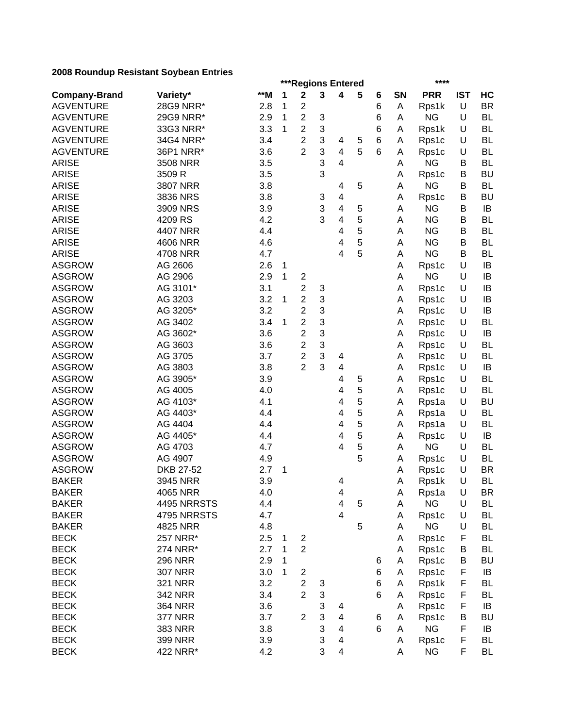**2008 Roundup Resistant Soybean Entries**

| | | | ***Regions Entered | | | | | | | **** | | |
|---|---|---|---|---|---|---|---|---|---|---|---|---|
| **Company-Brand** | **Variety*** | ****M** | **1** | **2** | **3** | **4** | **5** | **6** | **SN** | **PRR** | **IST** | **HC** |
| AGVENTURE | 28G9 NRR* | 2.8 | 1 | 2 | | | | 6 | A | Rps1k | U | BR |
| AGVENTURE | 29G9 NRR* | 2.9 | 1 | 2 | 3 | | | 6 | A | NG | U | BL |
| AGVENTURE | 33G3 NRR* | 3.3 | 1 | 2 | 3 | | | 6 | A | Rps1k | U | BL |
| AGVENTURE | 34G4 NRR* | 3.4 | | 2 | 3 | 4 | 5 | 6 | A | Rps1c | U | BL |
| AGVENTURE | 36P1 NRR* | 3.6 | | 2 | 3 | 4 | 5 | 6 | A | Rps1c | U | BL |
| ARISE | 3508 NRR | 3.5 | | | 3 | 4 | | | A | NG | B | BL |
| ARISE | 3509 R | 3.5 | | | 3 | | | | A | Rps1c | B | BU |
| ARISE | 3807 NRR | 3.8 | | | | 4 | 5 | | A | NG | B | BL |
| ARISE | 3836 NRS | 3.8 | | | 3 | 4 | | | A | Rps1c | B | BU |
| ARISE | 3909 NRS | 3.9 | | | 3 | 4 | 5 | | A | NG | B | IB |
| ARISE | 4209 RS | 4.2 | | | 3 | 4 | 5 | | A | NG | B | BL |
| ARISE | 4407 NRR | 4.4 | | | | 4 | 5 | | A | NG | B | BL |
| ARISE | 4606 NRR | 4.6 | | | | 4 | 5 | | A | NG | B | BL |
| ARISE | 4708 NRR | 4.7 | | | | 4 | 5 | | A | NG | B | BL |
| ASGROW | AG 2606 | 2.6 | 1 | | | | | | A | Rps1c | U | IB |
| ASGROW | AG 2906 | 2.9 | 1 | 2 | | | | | A | NG | U | IB |
| ASGROW | AG 3101* | 3.1 | | 2 | 3 | | | | A | Rps1c | U | IB |
| ASGROW | AG 3203 | 3.2 | 1 | 2 | 3 | | | | A | Rps1c | U | IB |
| ASGROW | AG 3205* | 3.2 | | 2 | 3 | | | | A | Rps1c | U | IB |
| ASGROW | AG 3402 | 3.4 | 1 | 2 | 3 | | | | A | Rps1c | U | BL |
| ASGROW | AG 3602* | 3.6 | | 2 | 3 | | | | A | Rps1c | U | IB |
| ASGROW | AG 3603 | 3.6 | | 2 | 3 | | | | A | Rps1c | U | BL |
| ASGROW | AG 3705 | 3.7 | | 2 | 3 | 4 | | | A | Rps1c | U | BL |
| ASGROW | AG 3803 | 3.8 | | 2 | 3 | 4 | | | A | Rps1c | U | IB |
| ASGROW | AG 3905* | 3.9 | | | | 4 | 5 | | A | Rps1c | U | BL |
| ASGROW | AG 4005 | 4.0 | | | | 4 | 5 | | A | Rps1c | U | BL |
| ASGROW | AG 4103* | 4.1 | | | | 4 | 5 | | A | Rps1a | U | BU |
| ASGROW | AG 4403* | 4.4 | | | | 4 | 5 | | A | Rps1a | U | BL |
| ASGROW | AG 4404 | 4.4 | | | | 4 | 5 | | A | Rps1a | U | BL |
| ASGROW | AG 4405* | 4.4 | | | | 4 | 5 | | A | Rps1c | U | IB |
| ASGROW | AG 4703 | 4.7 | | | | 4 | 5 | | A | NG | U | BL |
| ASGROW | AG 4907 | 4.9 | | | | | 5 | | A | Rps1c | U | BL |
| ASGROW | DKB 27-52 | 2.7 | 1 | | | | | | A | Rps1c | U | BR |
| BAKER | 3945 NRR | 3.9 | | | | 4 | | | A | Rps1k | U | BL |
| BAKER | 4065 NRR | 4.0 | | | | 4 | | | A | Rps1a | U | BR |
| BAKER | 4495 NRRSTS | 4.4 | | | | 4 | 5 | | A | NG | U | BL |
| BAKER | 4795 NRRSTS | 4.7 | | | | 4 | | | A | Rps1c | U | BL |
| BAKER | 4825 NRR | 4.8 | | | | | 5 | | A | NG | U | BL |
| BECK | 257 NRR* | 2.5 | 1 | 2 | | | | | A | Rps1c | F | BL |
| BECK | 274 NRR* | 2.7 | 1 | 2 | | | | | A | Rps1c | B | BL |
| BECK | 296 NRR | 2.9 | 1 | | | | | 6 | A | Rps1c | B | BU |
| BECK | 307 NRR | 3.0 | 1 | 2 | | | | 6 | A | Rps1c | F | IB |
| BECK | 321 NRR | 3.2 | | 2 | 3 | | | 6 | A | Rps1k | F | BL |
| BECK | 342 NRR | 3.4 | | 2 | 3 | | | 6 | A | Rps1c | F | BL |
| BECK | 364 NRR | 3.6 | | | 3 | 4 | | | A | Rps1c | F | IB |
| BECK | 377 NRR | 3.7 | | 2 | 3 | 4 | | 6 | A | Rps1c | B | BU |
| BECK | 383 NRR | 3.8 | | | 3 | 4 | | 6 | A | NG | F | IB |
| BECK | 399 NRR | 3.9 | | | 3 | 4 | | | A | Rps1c | F | BL |
| BECK | 422 NRR* | 4.2 | | | 3 | 4 | | | A | NG | F | BL |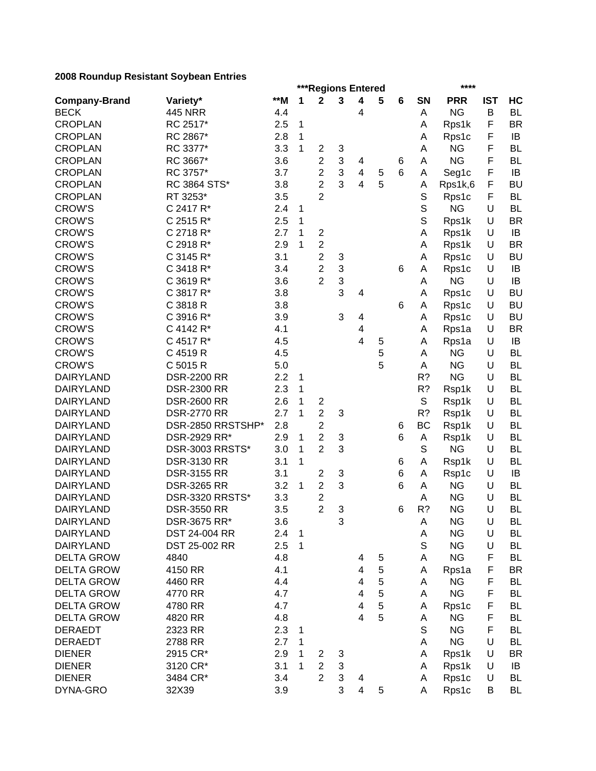**2008 Roundup Resistant Soybean Entries**

| | | | ***Regions Entered | | | | | | | **** | | |
|---|---|---|---|---|---|---|---|---|---|---|---|---|
| **Company-Brand** | **Variety*** | ****M** | **1** | **2** | **3** | **4** | **5** | **6** | **SN** | **PRR** | **IST** | **HC** |
| BECK | 445 NRR | 4.4 | | | | 4 | | | A | NG | B | BL |
| CROPLAN | RC 2517* | 2.5 | 1 | | | | | | A | Rps1k | F | BR |
| CROPLAN | RC 2867* | 2.8 | 1 | | | | | | A | Rps1c | F | IB |
| CROPLAN | RC 3377* | 3.3 | 1 | 2 | 3 | | | | A | NG | F | BL |
| CROPLAN | RC 3667* | 3.6 | | 2 | 3 | 4 | | 6 | A | NG | F | BL |
| CROPLAN | RC 3757* | 3.7 | | 2 | 3 | 4 | 5 | 6 | A | Seg1c | F | IB |
| CROPLAN | RC 3864 STS* | 3.8 | | 2 | 3 | 4 | 5 | | A | Rps1k,6 | F | BU |
| CROPLAN | RT 3253* | 3.5 | | 2 | | | | | S | Rps1c | F | BL |
| CROW'S | C 2417 R* | 2.4 | 1 | | | | | | S | NG | U | BL |
| CROW'S | C 2515 R* | 2.5 | 1 | | | | | | S | Rps1k | U | BR |
| CROW'S | C 2718 R* | 2.7 | 1 | 2 | | | | | A | Rps1k | U | IB |
| CROW'S | C 2918 R* | 2.9 | 1 | 2 | | | | | A | Rps1k | U | BR |
| CROW'S | C 3145 R* | 3.1 | | 2 | 3 | | | | A | Rps1c | U | BU |
| CROW'S | C 3418 R* | 3.4 | | 2 | 3 | | | 6 | A | Rps1c | U | IB |
| CROW'S | C 3619 R* | 3.6 | | 2 | 3 | | | | A | NG | U | IB |
| CROW'S | C 3817 R* | 3.8 | | | 3 | 4 | | | A | Rps1c | U | BU |
| CROW'S | C 3818 R | 3.8 | | | | | | 6 | A | Rps1c | U | BU |
| CROW'S | C 3916 R* | 3.9 | | | 3 | 4 | | | A | Rps1c | U | BU |
| CROW'S | C 4142 R* | 4.1 | | | | 4 | | | A | Rps1a | U | BR |
| CROW'S | C 4517 R* | 4.5 | | | | 4 | 5 | | A | Rps1a | U | IB |
| CROW'S | C 4519 R | 4.5 | | | | | 5 | | A | NG | U | BL |
| CROW'S | C 5015 R | 5.0 | | | | | 5 | | A | NG | U | BL |
| DAIRYLAND | DSR-2200 RR | 2.2 | 1 | | | | | | R? | NG | U | BL |
| DAIRYLAND | DSR-2300 RR | 2.3 | 1 | | | | | | R? | Rsp1k | U | BL |
| DAIRYLAND | DSR-2600 RR | 2.6 | 1 | 2 | | | | | S | Rsp1k | U | BL |
| DAIRYLAND | DSR-2770 RR | 2.7 | 1 | 2 | 3 | | | | R? | Rsp1k | U | BL |
| DAIRYLAND | DSR-2850 RRSTSHP* | 2.8 | | 2 | | | | 6 | BC | Rsp1k | U | BL |
| DAIRYLAND | DSR-2929 RR* | 2.9 | 1 | 2 | 3 | | | 6 | A | Rsp1k | U | BL |
| DAIRYLAND | DSR-3003 RRSTS* | 3.0 | 1 | 2 | 3 | | | | S | NG | U | BL |
| DAIRYLAND | DSR-3130 RR | 3.1 | 1 | | | | | 6 | A | Rsp1k | U | BL |
| DAIRYLAND | DSR-3155 RR | 3.1 | | 2 | 3 | | | 6 | A | Rsp1c | U | IB |
| DAIRYLAND | DSR-3265 RR | 3.2 | 1 | 2 | 3 | | | 6 | A | NG | U | BL |
| DAIRYLAND | DSR-3320 RRSTS* | 3.3 | | 2 | | | | | A | NG | U | BL |
| DAIRYLAND | DSR-3550 RR | 3.5 | | 2 | 3 | | | 6 | R? | NG | U | BL |
| DAIRYLAND | DSR-3675 RR* | 3.6 | | | 3 | | | | A | NG | U | BL |
| DAIRYLAND | DST 24-004 RR | 2.4 | 1 | | | | | | A | NG | U | BL |
| DAIRYLAND | DST 25-002 RR | 2.5 | 1 | | | | | | S | NG | U | BL |
| DELTA GROW | 4840 | 4.8 | | | | 4 | 5 | | A | NG | F | BL |
| DELTA GROW | 4150 RR | 4.1 | | | | 4 | 5 | | A | Rps1a | F | BR |
| DELTA GROW | 4460 RR | 4.4 | | | | 4 | 5 | | A | NG | F | BL |
| DELTA GROW | 4770 RR | 4.7 | | | | 4 | 5 | | A | NG | F | BL |
| DELTA GROW | 4780 RR | 4.7 | | | | 4 | 5 | | A | Rps1c | F | BL |
| DELTA GROW | 4820 RR | 4.8 | | | | 4 | 5 | | A | NG | F | BL |
| DERAEDT | 2323 RR | 2.3 | 1 | | | | | | S | NG | F | BL |
| DERAEDT | 2788 RR | 2.7 | 1 | | | | | | A | NG | U | BL |
| DIENER | 2915 CR* | 2.9 | 1 | 2 | 3 | | | | A | Rps1k | U | BR |
| DIENER | 3120 CR* | 3.1 | 1 | 2 | 3 | | | | A | Rps1k | U | IB |
| DIENER | 3484 CR* | 3.4 | | 2 | 3 | 4 | | | A | Rps1c | U | BL |
| DYNA-GRO | 32X39 | 3.9 | | | 3 | 4 | 5 | | A | Rps1c | B | BL |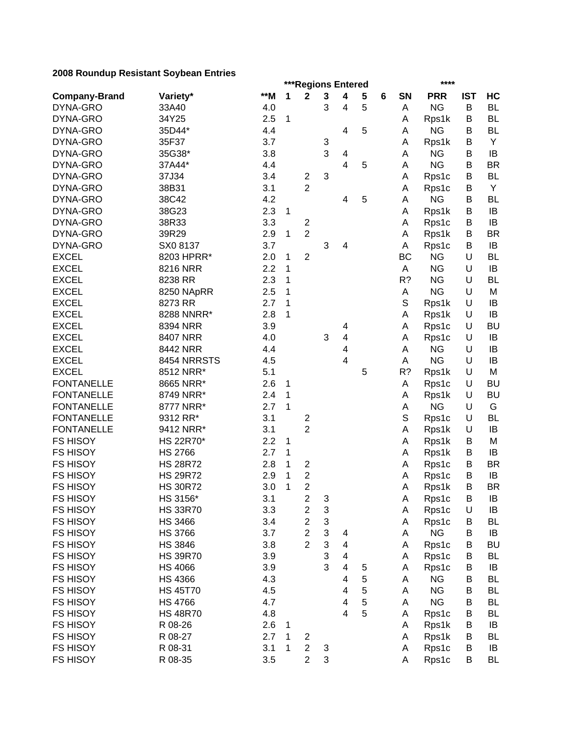## 2008 Roundup Resistant Soybean Entries

| Company-Brand | Variety* | **M | ***Regions Entered 1 | 2 | 3 | 4 | 5 | 6 | SN | **** PRR | IST | HC |
|---|---|---|---|---|---|---|---|---|---|---|---|---|
| DYNA-GRO | 33A40 | 4.0 | | | 3 | 4 | 5 | | A | NG | B | BL |
| DYNA-GRO | 34Y25 | 2.5 | 1 | | | | | | A | Rps1k | B | BL |
| DYNA-GRO | 35D44* | 4.4 | | | | 4 | 5 | | A | NG | B | BL |
| DYNA-GRO | 35F37 | 3.7 | | | 3 | | | | A | Rps1k | B | Y |
| DYNA-GRO | 35G38* | 3.8 | | | 3 | 4 | | | A | NG | B | IB |
| DYNA-GRO | 37A44* | 4.4 | | | | 4 | 5 | | A | NG | B | BR |
| DYNA-GRO | 37J34 | 3.4 | | 2 | 3 | | | | A | Rps1c | B | BL |
| DYNA-GRO | 38B31 | 3.1 | | 2 | | | | | A | Rps1c | B | Y |
| DYNA-GRO | 38C42 | 4.2 | | | | 4 | 5 | | A | NG | B | BL |
| DYNA-GRO | 38G23 | 2.3 | 1 | | | | | | A | Rps1k | B | IB |
| DYNA-GRO | 38R33 | 3.3 | | 2 | | | | | A | Rps1c | B | IB |
| DYNA-GRO | 39R29 | 2.9 | 1 | 2 | | | | | A | Rps1k | B | BR |
| DYNA-GRO | SX0 8137 | 3.7 | | | 3 | 4 | | | A | Rps1c | B | IB |
| EXCEL | 8203 HPRR* | 2.0 | 1 | 2 | | | | | BC | NG | U | BL |
| EXCEL | 8216 NRR | 2.2 | 1 | | | | | | A | NG | U | IB |
| EXCEL | 8238 RR | 2.3 | 1 | | | | | | R? | NG | U | BL |
| EXCEL | 8250 NApRR | 2.5 | 1 | | | | | | A | NG | U | M |
| EXCEL | 8273 RR | 2.7 | 1 | | | | | | S | Rps1k | U | IB |
| EXCEL | 8288 NNRR* | 2.8 | 1 | | | | | | A | Rps1k | U | IB |
| EXCEL | 8394 NRR | 3.9 | | | | 4 | | | A | Rps1c | U | BU |
| EXCEL | 8407 NRR | 4.0 | | | 3 | 4 | | | A | Rps1c | U | IB |
| EXCEL | 8442 NRR | 4.4 | | | | 4 | | | A | NG | U | IB |
| EXCEL | 8454 NRRSTS | 4.5 | | | | 4 | | | A | NG | U | IB |
| EXCEL | 8512 NRR* | 5.1 | | | | | 5 | | R? | Rps1k | U | M |
| FONTANELLE | 8665 NRR* | 2.6 | 1 | | | | | | A | Rps1c | U | BU |
| FONTANELLE | 8749 NRR* | 2.4 | 1 | | | | | | A | Rps1k | U | BU |
| FONTANELLE | 8777 NRR* | 2.7 | 1 | | | | | | A | NG | U | G |
| FONTANELLE | 9312 RR* | 3.1 | | 2 | | | | | S | Rps1c | U | BL |
| FONTANELLE | 9412 NRR* | 3.1 | | 2 | | | | | A | Rps1k | U | IB |
| FS HISOY | HS 22R70* | 2.2 | 1 | | | | | | A | Rps1k | B | M |
| FS HISOY | HS 2766 | 2.7 | 1 | | | | | | A | Rps1k | B | IB |
| FS HISOY | HS 28R72 | 2.8 | 1 | 2 | | | | | A | Rps1c | B | BR |
| FS HISOY | HS 29R72 | 2.9 | 1 | 2 | | | | | A | Rps1c | B | IB |
| FS HISOY | HS 30R72 | 3.0 | 1 | 2 | | | | | A | Rps1k | B | BR |
| FS HISOY | HS 3156* | 3.1 | | 2 | 3 | | | | A | Rps1c | B | IB |
| FS HISOY | HS 33R70 | 3.3 | | 2 | 3 | | | | A | Rps1c | U | IB |
| FS HISOY | HS 3466 | 3.4 | | 2 | 3 | | | | A | Rps1c | B | BL |
| FS HISOY | HS 3766 | 3.7 | | 2 | 3 | 4 | | | A | NG | B | IB |
| FS HISOY | HS 3846 | 3.8 | | 2 | 3 | 4 | | | A | Rps1c | B | BU |
| FS HISOY | HS 39R70 | 3.9 | | | 3 | 4 | | | A | Rps1c | B | BL |
| FS HISOY | HS 4066 | 3.9 | | | 3 | 4 | 5 | | A | Rps1c | B | IB |
| FS HISOY | HS 4366 | 4.3 | | | | 4 | 5 | | A | NG | B | BL |
| FS HISOY | HS 45T70 | 4.5 | | | | 4 | 5 | | A | NG | B | BL |
| FS HISOY | HS 4766 | 4.7 | | | | 4 | 5 | | A | NG | B | BL |
| FS HISOY | HS 48R70 | 4.8 | | | | 4 | 5 | | A | Rps1c | B | BL |
| FS HISOY | R 08-26 | 2.6 | 1 | | | | | | A | Rps1k | B | IB |
| FS HISOY | R 08-27 | 2.7 | 1 | 2 | | | | | A | Rps1k | B | BL |
| FS HISOY | R 08-31 | 3.1 | 1 | 2 | 3 | | | | A | Rps1c | B | IB |
| FS HISOY | R 08-35 | 3.5 | | 2 | 3 | | | | A | Rps1c | B | BL |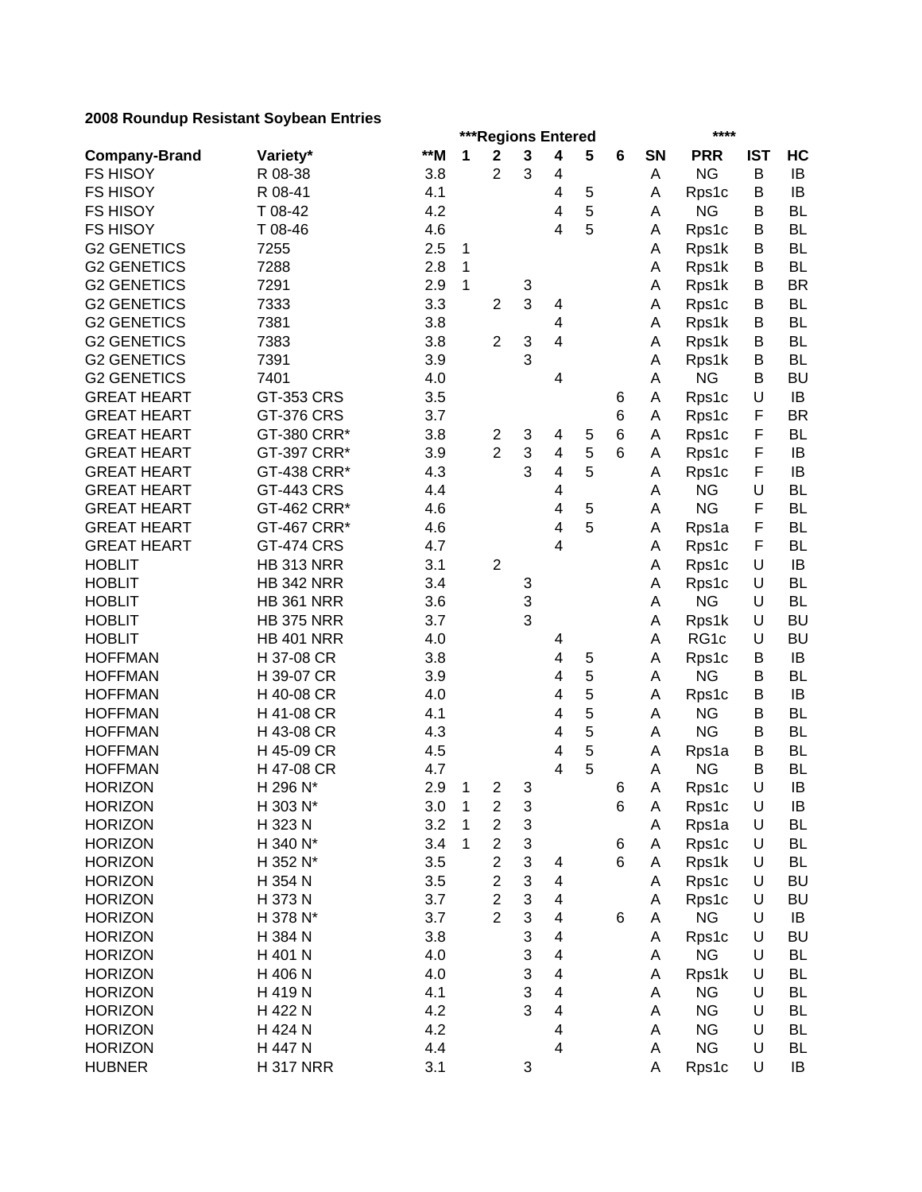**2008 Roundup Resistant Soybean Entries**

| | | | ***Regions Entered | | | | | | | **** | | |
|---|---|---|---|---|---|---|---|---|---|---|---|---|
| **Company-Brand** | **Variety*** | ****M** | **1** | **2** | **3** | **4** | **5** | **6** | **SN** | **PRR** | **IST** | **HC** |
| FS HISOY | R 08-38 | 3.8 | | 2 | 3 | 4 | | | A | NG | B | IB |
| FS HISOY | R 08-41 | 4.1 | | | | 4 | 5 | | A | Rps1c | B | IB |
| FS HISOY | T 08-42 | 4.2 | | | | 4 | 5 | | A | NG | B | BL |
| FS HISOY | T 08-46 | 4.6 | | | | 4 | 5 | | A | Rps1c | B | BL |
| G2 GENETICS | 7255 | 2.5 | 1 | | | | | | A | Rps1k | B | BL |
| G2 GENETICS | 7288 | 2.8 | 1 | | | | | | A | Rps1k | B | BL |
| G2 GENETICS | 7291 | 2.9 | 1 | | 3 | | | | A | Rps1k | B | BR |
| G2 GENETICS | 7333 | 3.3 | | 2 | 3 | 4 | | | A | Rps1c | B | BL |
| G2 GENETICS | 7381 | 3.8 | | | | 4 | | | A | Rps1k | B | BL |
| G2 GENETICS | 7383 | 3.8 | | 2 | 3 | 4 | | | A | Rps1k | B | BL |
| G2 GENETICS | 7391 | 3.9 | | | 3 | | | | A | Rps1k | B | BL |
| G2 GENETICS | 7401 | 4.0 | | | | 4 | | | A | NG | B | BU |
| GREAT HEART | GT-353 CRS | 3.5 | | | | | | 6 | A | Rps1c | U | IB |
| GREAT HEART | GT-376 CRS | 3.7 | | | | | | 6 | A | Rps1c | F | BR |
| GREAT HEART | GT-380 CRR* | 3.8 | | 2 | 3 | 4 | 5 | 6 | A | Rps1c | F | BL |
| GREAT HEART | GT-397 CRR* | 3.9 | | 2 | 3 | 4 | 5 | 6 | A | Rps1c | F | IB |
| GREAT HEART | GT-438 CRR* | 4.3 | | | 3 | 4 | 5 | | A | Rps1c | F | IB |
| GREAT HEART | GT-443 CRS | 4.4 | | | | 4 | | | A | NG | U | BL |
| GREAT HEART | GT-462 CRR* | 4.6 | | | | 4 | 5 | | A | NG | F | BL |
| GREAT HEART | GT-467 CRR* | 4.6 | | | | 4 | 5 | | A | Rps1a | F | BL |
| GREAT HEART | GT-474 CRS | 4.7 | | | | 4 | | | A | Rps1c | F | BL |
| HOBLIT | HB 313 NRR | 3.1 | | 2 | | | | | A | Rps1c | U | IB |
| HOBLIT | HB 342 NRR | 3.4 | | | 3 | | | | A | Rps1c | U | BL |
| HOBLIT | HB 361 NRR | 3.6 | | | 3 | | | | A | NG | U | BL |
| HOBLIT | HB 375 NRR | 3.7 | | | 3 | | | | A | Rps1k | U | BU |
| HOBLIT | HB 401 NRR | 4.0 | | | | 4 | | | A | RG1c | U | BU |
| HOFFMAN | H 37-08 CR | 3.8 | | | | 4 | 5 | | A | Rps1c | B | IB |
| HOFFMAN | H 39-07 CR | 3.9 | | | | 4 | 5 | | A | NG | B | BL |
| HOFFMAN | H 40-08 CR | 4.0 | | | | 4 | 5 | | A | Rps1c | B | IB |
| HOFFMAN | H 41-08 CR | 4.1 | | | | 4 | 5 | | A | NG | B | BL |
| HOFFMAN | H 43-08 CR | 4.3 | | | | 4 | 5 | | A | NG | B | BL |
| HOFFMAN | H 45-09 CR | 4.5 | | | | 4 | 5 | | A | Rps1a | B | BL |
| HOFFMAN | H 47-08 CR | 4.7 | | | | 4 | 5 | | A | NG | B | BL |
| HORIZON | H 296 N* | 2.9 | 1 | 2 | 3 | | | 6 | A | Rps1c | U | IB |
| HORIZON | H 303 N* | 3.0 | 1 | 2 | 3 | | | 6 | A | Rps1c | U | IB |
| HORIZON | H 323 N | 3.2 | 1 | 2 | 3 | | | | A | Rps1a | U | BL |
| HORIZON | H 340 N* | 3.4 | 1 | 2 | 3 | | | 6 | A | Rps1c | U | BL |
| HORIZON | H 352 N* | 3.5 | | 2 | 3 | 4 | | 6 | A | Rps1k | U | BL |
| HORIZON | H 354 N | 3.5 | | 2 | 3 | 4 | | | A | Rps1c | U | BU |
| HORIZON | H 373 N | 3.7 | | 2 | 3 | 4 | | | A | Rps1c | U | BU |
| HORIZON | H 378 N* | 3.7 | | 2 | 3 | 4 | | 6 | A | NG | U | IB |
| HORIZON | H 384 N | 3.8 | | | 3 | 4 | | | A | Rps1c | U | BU |
| HORIZON | H 401 N | 4.0 | | | 3 | 4 | | | A | NG | U | BL |
| HORIZON | H 406 N | 4.0 | | | 3 | 4 | | | A | Rps1k | U | BL |
| HORIZON | H 419 N | 4.1 | | | 3 | 4 | | | A | NG | U | BL |
| HORIZON | H 422 N | 4.2 | | | 3 | 4 | | | A | NG | U | BL |
| HORIZON | H 424 N | 4.2 | | | | 4 | | | A | NG | U | BL |
| HORIZON | H 447 N | 4.4 | | | | 4 | | | A | NG | U | BL |
| HUBNER | H 317 NRR | 3.1 | | | 3 | | | | A | Rps1c | U | IB |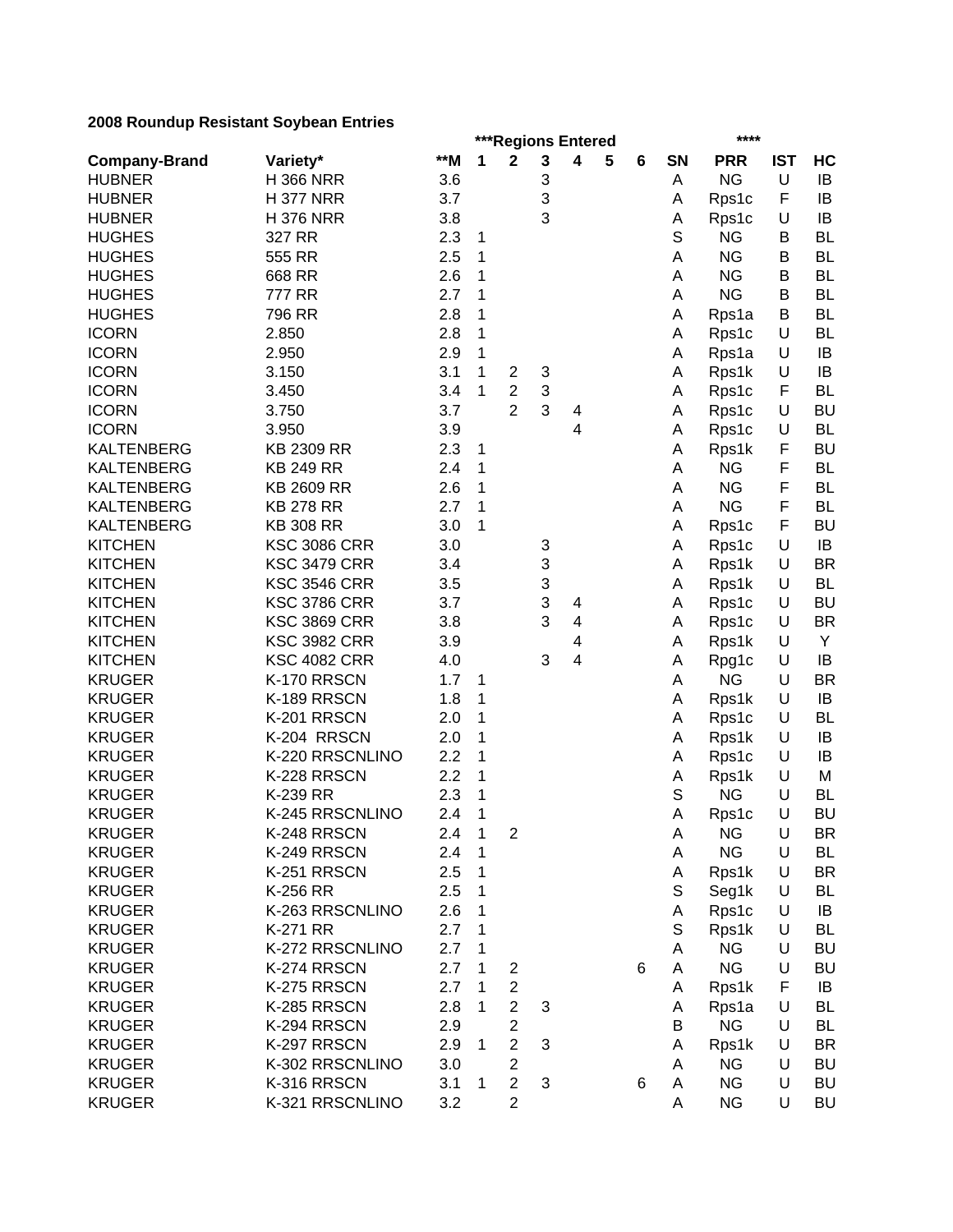**2008 Roundup Resistant Soybean Entries**

| Company-Brand | Variety* | **M | ***Regions Entered | | | | | | SN | **** PRR | IST | HC |
|---|---|---|---|---|---|---|---|---|---|---|---|---|
| | | | 1 | 2 | 3 | 4 | 5 | 6 | | | | |
| HUBNER | H 366 NRR | 3.6 | | | 3 | | | | A | NG | U | IB |
| HUBNER | H 377 NRR | 3.7 | | | 3 | | | | A | Rps1c | F | IB |
| HUBNER | H 376 NRR | 3.8 | | | 3 | | | | A | Rps1c | U | IB |
| HUGHES | 327 RR | 2.3 | 1 | | | | | | S | NG | B | BL |
| HUGHES | 555 RR | 2.5 | 1 | | | | | | A | NG | B | BL |
| HUGHES | 668 RR | 2.6 | 1 | | | | | | A | NG | B | BL |
| HUGHES | 777 RR | 2.7 | 1 | | | | | | A | NG | B | BL |
| HUGHES | 796 RR | 2.8 | 1 | | | | | | A | Rps1a | B | BL |
| ICORN | 2.850 | 2.8 | 1 | | | | | | A | Rps1c | U | BL |
| ICORN | 2.950 | 2.9 | 1 | | | | | | A | Rps1a | U | IB |
| ICORN | 3.150 | 3.1 | 1 | 2 | 3 | | | | A | Rps1k | U | IB |
| ICORN | 3.450 | 3.4 | 1 | 2 | 3 | | | | A | Rps1c | F | BL |
| ICORN | 3.750 | 3.7 | | 2 | 3 | 4 | | | A | Rps1c | U | BU |
| ICORN | 3.950 | 3.9 | | | | 4 | | | A | Rps1c | U | BL |
| KALTENBERG | KB 2309 RR | 2.3 | 1 | | | | | | A | Rps1k | F | BU |
| KALTENBERG | KB 249 RR | 2.4 | 1 | | | | | | A | NG | F | BL |
| KALTENBERG | KB 2609 RR | 2.6 | 1 | | | | | | A | NG | F | BL |
| KALTENBERG | KB 278 RR | 2.7 | 1 | | | | | | A | NG | F | BL |
| KALTENBERG | KB 308 RR | 3.0 | 1 | | | | | | A | Rps1c | F | BU |
| KITCHEN | KSC 3086 CRR | 3.0 | | | 3 | | | | A | Rps1c | U | IB |
| KITCHEN | KSC 3479 CRR | 3.4 | | | 3 | | | | A | Rps1k | U | BR |
| KITCHEN | KSC 3546 CRR | 3.5 | | | 3 | | | | A | Rps1k | U | BL |
| KITCHEN | KSC 3786 CRR | 3.7 | | | 3 | 4 | | | A | Rps1c | U | BU |
| KITCHEN | KSC 3869 CRR | 3.8 | | | 3 | 4 | | | A | Rps1c | U | BR |
| KITCHEN | KSC 3982 CRR | 3.9 | | | | 4 | | | A | Rps1k | U | Y |
| KITCHEN | KSC 4082 CRR | 4.0 | | | 3 | 4 | | | A | Rpg1c | U | IB |
| KRUGER | K-170 RRSCN | 1.7 | 1 | | | | | | A | NG | U | BR |
| KRUGER | K-189 RRSCN | 1.8 | 1 | | | | | | A | Rps1k | U | IB |
| KRUGER | K-201 RRSCN | 2.0 | 1 | | | | | | A | Rps1c | U | BL |
| KRUGER | K-204 RRSCN | 2.0 | 1 | | | | | | A | Rps1k | U | IB |
| KRUGER | K-220 RRSCNLINO | 2.2 | 1 | | | | | | A | Rps1c | U | IB |
| KRUGER | K-228 RRSCN | 2.2 | 1 | | | | | | A | Rps1k | U | M |
| KRUGER | K-239 RR | 2.3 | 1 | | | | | | S | NG | U | BL |
| KRUGER | K-245 RRSCNLINO | 2.4 | 1 | | | | | | A | Rps1c | U | BU |
| KRUGER | K-248 RRSCN | 2.4 | 1 | 2 | | | | | A | NG | U | BR |
| KRUGER | K-249 RRSCN | 2.4 | 1 | | | | | | A | NG | U | BL |
| KRUGER | K-251 RRSCN | 2.5 | 1 | | | | | | A | Rps1k | U | BR |
| KRUGER | K-256 RR | 2.5 | 1 | | | | | | S | Seg1k | U | BL |
| KRUGER | K-263 RRSCNLINO | 2.6 | 1 | | | | | | A | Rps1c | U | IB |
| KRUGER | K-271 RR | 2.7 | 1 | | | | | | S | Rps1k | U | BL |
| KRUGER | K-272 RRSCNLINO | 2.7 | 1 | | | | | | A | NG | U | BU |
| KRUGER | K-274 RRSCN | 2.7 | 1 | 2 | | | | 6 | A | NG | U | BU |
| KRUGER | K-275 RRSCN | 2.7 | 1 | 2 | | | | | A | Rps1k | F | IB |
| KRUGER | K-285 RRSCN | 2.8 | 1 | 2 | 3 | | | | A | Rps1a | U | BL |
| KRUGER | K-294 RRSCN | 2.9 | | 2 | | | | | B | NG | U | BL |
| KRUGER | K-297 RRSCN | 2.9 | 1 | 2 | 3 | | | | A | Rps1k | U | BR |
| KRUGER | K-302 RRSCNLINO | 3.0 | | 2 | | | | | A | NG | U | BU |
| KRUGER | K-316 RRSCN | 3.1 | 1 | 2 | 3 | | | 6 | A | NG | U | BU |
| KRUGER | K-321 RRSCNLINO | 3.2 | | 2 | | | | | A | NG | U | BU |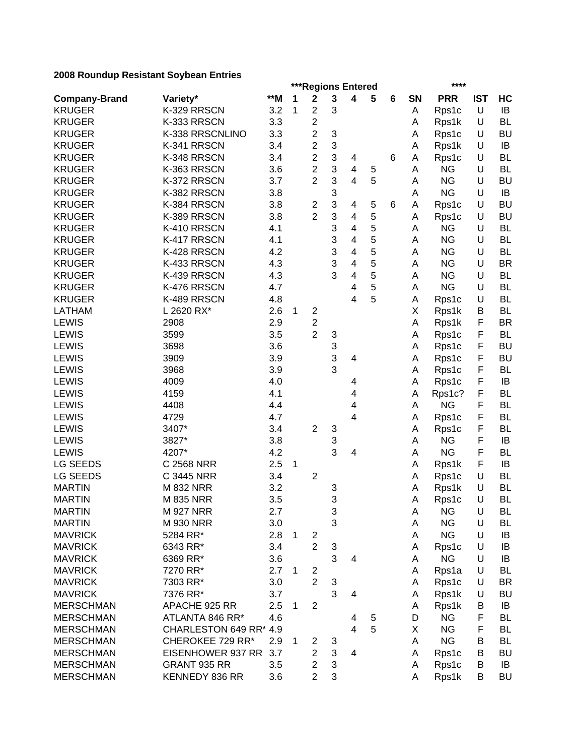**2008 Roundup Resistant Soybean Entries**

| Company-Brand | Variety* | **M | ***Regions Entered | | | | | | SN | **** PRR | IST | HC |
|---|---|---|---|---|---|---|---|---|---|---|---|---|
| | | | 1 | 2 | 3 | 4 | 5 | 6 | | | | |
| KRUGER | K-329 RRSCN | 3.2 | 1 | 2 | 3 | | | | A | Rps1c | U | IB |
| KRUGER | K-333 RRSCN | 3.3 | | 2 | | | | | A | Rps1k | U | BL |
| KRUGER | K-338 RRSCNLINO | 3.3 | | 2 | 3 | | | | A | Rps1c | U | BU |
| KRUGER | K-341 RRSCN | 3.4 | | 2 | 3 | | | | A | Rps1k | U | IB |
| KRUGER | K-348 RRSCN | 3.4 | | 2 | 3 | 4 | | 6 | A | Rps1c | U | BL |
| KRUGER | K-363 RRSCN | 3.6 | | 2 | 3 | 4 | 5 | | A | NG | U | BL |
| KRUGER | K-372 RRSCN | 3.7 | | 2 | 3 | 4 | 5 | | A | NG | U | BU |
| KRUGER | K-382 RRSCN | 3.8 | | | 3 | | | | A | NG | U | IB |
| KRUGER | K-384 RRSCN | 3.8 | | 2 | 3 | 4 | 5 | 6 | A | Rps1c | U | BU |
| KRUGER | K-389 RRSCN | 3.8 | | 2 | 3 | 4 | 5 | | A | Rps1c | U | BU |
| KRUGER | K-410 RRSCN | 4.1 | | | 3 | 4 | 5 | | A | NG | U | BL |
| KRUGER | K-417 RRSCN | 4.1 | | | 3 | 4 | 5 | | A | NG | U | BL |
| KRUGER | K-428 RRSCN | 4.2 | | | 3 | 4 | 5 | | A | NG | U | BL |
| KRUGER | K-433 RRSCN | 4.3 | | | 3 | 4 | 5 | | A | NG | U | BR |
| KRUGER | K-439 RRSCN | 4.3 | | | 3 | 4 | 5 | | A | NG | U | BL |
| KRUGER | K-476 RRSCN | 4.7 | | | | 4 | 5 | | A | NG | U | BL |
| KRUGER | K-489 RRSCN | 4.8 | | | | 4 | 5 | | A | Rps1c | U | BL |
| LATHAM | L 2620 RX* | 2.6 | 1 | 2 | | | | | X | Rps1k | B | BL |
| LEWIS | 2908 | 2.9 | | 2 | | | | | A | Rps1k | F | BR |
| LEWIS | 3599 | 3.5 | | 2 | 3 | | | | A | Rps1c | F | BL |
| LEWIS | 3698 | 3.6 | | | 3 | | | | A | Rps1c | F | BU |
| LEWIS | 3909 | 3.9 | | | 3 | 4 | | | A | Rps1c | F | BU |
| LEWIS | 3968 | 3.9 | | | 3 | | | | A | Rps1c | F | BL |
| LEWIS | 4009 | 4.0 | | | | 4 | | | A | Rps1c | F | IB |
| LEWIS | 4159 | 4.1 | | | | 4 | | | A | Rps1c? | F | BL |
| LEWIS | 4408 | 4.4 | | | | 4 | | | A | NG | F | BL |
| LEWIS | 4729 | 4.7 | | | | 4 | | | A | Rps1c | F | BL |
| LEWIS | 3407* | 3.4 | | 2 | 3 | | | | A | Rps1c | F | BL |
| LEWIS | 3827* | 3.8 | | | 3 | | | | A | NG | F | IB |
| LEWIS | 4207* | 4.2 | | | 3 | 4 | | | A | NG | F | BL |
| LG SEEDS | C 2568 NRR | 2.5 | 1 | | | | | | A | Rps1k | F | IB |
| LG SEEDS | C 3445 NRR | 3.4 | | 2 | | | | | A | Rps1c | U | BL |
| MARTIN | M 832 NRR | 3.2 | | | 3 | | | | A | Rps1k | U | BL |
| MARTIN | M 835 NRR | 3.5 | | | 3 | | | | A | Rps1c | U | BL |
| MARTIN | M 927 NRR | 2.7 | | | 3 | | | | A | NG | U | BL |
| MARTIN | M 930 NRR | 3.0 | | | 3 | | | | A | NG | U | BL |
| MAVRICK | 5284 RR* | 2.8 | 1 | 2 | | | | | A | NG | U | IB |
| MAVRICK | 6343 RR* | 3.4 | | 2 | 3 | | | | A | Rps1c | U | IB |
| MAVRICK | 6369 RR* | 3.6 | | | 3 | 4 | | | A | NG | U | IB |
| MAVRICK | 7270 RR* | 2.7 | 1 | 2 | | | | | A | Rps1a | U | BL |
| MAVRICK | 7303 RR* | 3.0 | | 2 | 3 | | | | A | Rps1c | U | BR |
| MAVRICK | 7376 RR* | 3.7 | | | 3 | 4 | | | A | Rps1k | U | BU |
| MERSCHMAN | APACHE 925 RR | 2.5 | 1 | 2 | | | | | A | Rps1k | B | IB |
| MERSCHMAN | ATLANTA 846 RR* | 4.6 | | | | 4 | 5 | | D | NG | F | BL |
| MERSCHMAN | CHARLESTON 649 RR* | 4.9 | | | | 4 | 5 | | X | NG | F | BL |
| MERSCHMAN | CHEROKEE 729 RR* | 2.9 | 1 | 2 | 3 | | | | A | NG | B | BL |
| MERSCHMAN | EISENHOWER 937 RR | 3.7 | | 2 | 3 | 4 | | | A | Rps1c | B | BU |
| MERSCHMAN | GRANT 935 RR | 3.5 | | 2 | 3 | | | | A | Rps1c | B | IB |
| MERSCHMAN | KENNEDY 836 RR | 3.6 | | 2 | 3 | | | | A | Rps1k | B | BU |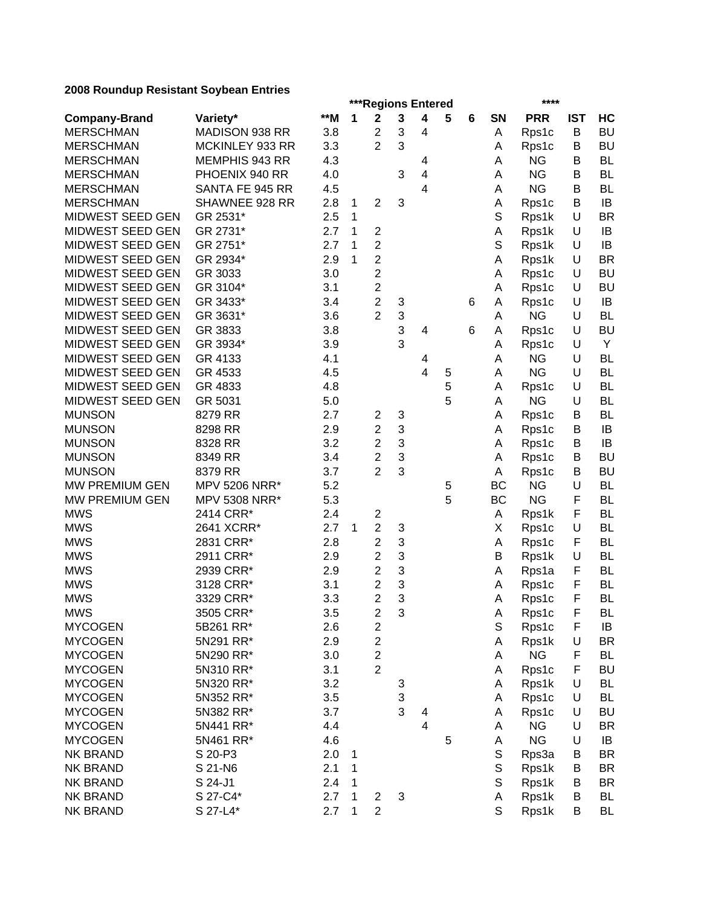**2008 Roundup Resistant Soybean Entries**

| | | | ***Regions Entered | | | | | | | **** | | |
|---|---|---|---|---|---|---|---|---|---|---|---|---|
| **Company-Brand** | **Variety*** | **\*\*M** | **1** | **2** | **3** | **4** | **5** | **6** | **SN** | **PRR** | **IST** | **HC** |
| MERSCHMAN | MADISON 938 RR | 3.8 | | 2 | 3 | 4 | | | A | Rps1c | B | BU |
| MERSCHMAN | MCKINLEY 933 RR | 3.3 | | 2 | 3 | | | | A | Rps1c | B | BU |
| MERSCHMAN | MEMPHIS 943 RR | 4.3 | | | | 4 | | | A | NG | B | BL |
| MERSCHMAN | PHOENIX 940 RR | 4.0 | | | 3 | 4 | | | A | NG | B | BL |
| MERSCHMAN | SANTA FE 945 RR | 4.5 | | | | 4 | | | A | NG | B | BL |
| MERSCHMAN | SHAWNEE 928 RR | 2.8 | 1 | 2 | 3 | | | | A | Rps1c | B | IB |
| MIDWEST SEED GEN | GR 2531* | 2.5 | 1 | | | | | | S | Rps1k | U | BR |
| MIDWEST SEED GEN | GR 2731* | 2.7 | 1 | 2 | | | | | A | Rps1k | U | IB |
| MIDWEST SEED GEN | GR 2751* | 2.7 | 1 | 2 | | | | | S | Rps1k | U | IB |
| MIDWEST SEED GEN | GR 2934* | 2.9 | 1 | 2 | | | | | A | Rps1k | U | BR |
| MIDWEST SEED GEN | GR 3033 | 3.0 | | 2 | | | | | A | Rps1c | U | BU |
| MIDWEST SEED GEN | GR 3104* | 3.1 | | 2 | | | | | A | Rps1c | U | BU |
| MIDWEST SEED GEN | GR 3433* | 3.4 | | 2 | 3 | | | 6 | A | Rps1c | U | IB |
| MIDWEST SEED GEN | GR 3631* | 3.6 | | 2 | 3 | | | | A | NG | U | BL |
| MIDWEST SEED GEN | GR 3833 | 3.8 | | | 3 | 4 | | 6 | A | Rps1c | U | BU |
| MIDWEST SEED GEN | GR 3934* | 3.9 | | | 3 | | | | A | Rps1c | U | Y |
| MIDWEST SEED GEN | GR 4133 | 4.1 | | | | 4 | | | A | NG | U | BL |
| MIDWEST SEED GEN | GR 4533 | 4.5 | | | | 4 | 5 | | A | NG | U | BL |
| MIDWEST SEED GEN | GR 4833 | 4.8 | | | | | 5 | | A | Rps1c | U | BL |
| MIDWEST SEED GEN | GR 5031 | 5.0 | | | | | 5 | | A | NG | U | BL |
| MUNSON | 8279 RR | 2.7 | | 2 | 3 | | | | A | Rps1c | B | BL |
| MUNSON | 8298 RR | 2.9 | | 2 | 3 | | | | A | Rps1c | B | IB |
| MUNSON | 8328 RR | 3.2 | | 2 | 3 | | | | A | Rps1c | B | IB |
| MUNSON | 8349 RR | 3.4 | | 2 | 3 | | | | A | Rps1c | B | BU |
| MUNSON | 8379 RR | 3.7 | | 2 | 3 | | | | A | Rps1c | B | BU |
| MW PREMIUM GEN | MPV 5206 NRR* | 5.2 | | | | | 5 | | BC | NG | U | BL |
| MW PREMIUM GEN | MPV 5308 NRR* | 5.3 | | | | | 5 | | BC | NG | F | BL |
| MWS | 2414 CRR* | 2.4 | | 2 | | | | | A | Rps1k | F | BL |
| MWS | 2641 XCRR* | 2.7 | 1 | 2 | 3 | | | | X | Rps1c | U | BL |
| MWS | 2831 CRR* | 2.8 | | 2 | 3 | | | | A | Rps1c | F | BL |
| MWS | 2911 CRR* | 2.9 | | 2 | 3 | | | | B | Rps1k | U | BL |
| MWS | 2939 CRR* | 2.9 | | 2 | 3 | | | | A | Rps1a | F | BL |
| MWS | 3128 CRR* | 3.1 | | 2 | 3 | | | | A | Rps1c | F | BL |
| MWS | 3329 CRR* | 3.3 | | 2 | 3 | | | | A | Rps1c | F | BL |
| MWS | 3505 CRR* | 3.5 | | 2 | 3 | | | | A | Rps1c | F | BL |
| MYCOGEN | 5B261 RR* | 2.6 | | 2 | | | | | S | Rps1c | F | IB |
| MYCOGEN | 5N291 RR* | 2.9 | | 2 | | | | | A | Rps1k | U | BR |
| MYCOGEN | 5N290 RR* | 3.0 | | 2 | | | | | A | NG | F | BL |
| MYCOGEN | 5N310 RR* | 3.1 | | 2 | | | | | A | Rps1c | F | BU |
| MYCOGEN | 5N320 RR* | 3.2 | | | 3 | | | | A | Rps1k | U | BL |
| MYCOGEN | 5N352 RR* | 3.5 | | | 3 | | | | A | Rps1c | U | BL |
| MYCOGEN | 5N382 RR* | 3.7 | | | 3 | 4 | | | A | Rps1c | U | BU |
| MYCOGEN | 5N441 RR* | 4.4 | | | | 4 | | | A | NG | U | BR |
| MYCOGEN | 5N461 RR* | 4.6 | | | | | 5 | | A | NG | U | IB |
| NK BRAND | S 20-P3 | 2.0 | 1 | | | | | | S | Rps3a | B | BR |
| NK BRAND | S 21-N6 | 2.1 | 1 | | | | | | S | Rps1k | B | BR |
| NK BRAND | S 24-J1 | 2.4 | 1 | | | | | | S | Rps1k | B | BR |
| NK BRAND | S 27-C4* | 2.7 | 1 | 2 | 3 | | | | A | Rps1k | B | BL |
| NK BRAND | S 27-L4* | 2.7 | 1 | 2 | | | | | S | Rps1k | B | BL |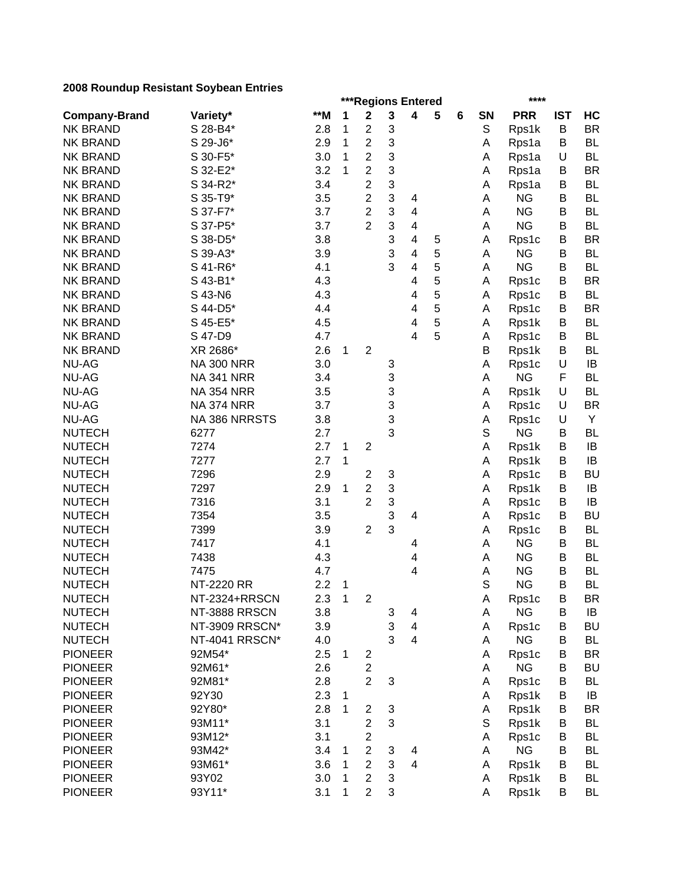**2008 Roundup Resistant Soybean Entries**

| | | | ***Regions Entered | | | | | | | **** | | |
|---|---|---|---|---|---|---|---|---|---|---|---|---|
| **Company-Brand** | **Variety*** | ****M** | **1** | **2** | **3** | **4** | **5** | **6** | **SN** | **PRR** | **IST** | **HC** |
| NK BRAND | S 28-B4* | 2.8 | 1 | 2 | 3 | | | | S | Rps1k | B | BR |
| NK BRAND | S 29-J6* | 2.9 | 1 | 2 | 3 | | | | A | Rps1a | B | BL |
| NK BRAND | S 30-F5* | 3.0 | 1 | 2 | 3 | | | | A | Rps1a | U | BL |
| NK BRAND | S 32-E2* | 3.2 | 1 | 2 | 3 | | | | A | Rps1a | B | BR |
| NK BRAND | S 34-R2* | 3.4 | | 2 | 3 | | | | A | Rps1a | B | BL |
| NK BRAND | S 35-T9* | 3.5 | | 2 | 3 | 4 | | | A | NG | B | BL |
| NK BRAND | S 37-F7* | 3.7 | | 2 | 3 | 4 | | | A | NG | B | BL |
| NK BRAND | S 37-P5* | 3.7 | | 2 | 3 | 4 | | | A | NG | B | BL |
| NK BRAND | S 38-D5* | 3.8 | | | 3 | 4 | 5 | | A | Rps1c | B | BR |
| NK BRAND | S 39-A3* | 3.9 | | | 3 | 4 | 5 | | A | NG | B | BL |
| NK BRAND | S 41-R6* | 4.1 | | | 3 | 4 | 5 | | A | NG | B | BL |
| NK BRAND | S 43-B1* | 4.3 | | | | 4 | 5 | | A | Rps1c | B | BR |
| NK BRAND | S 43-N6 | 4.3 | | | | 4 | 5 | | A | Rps1c | B | BL |
| NK BRAND | S 44-D5* | 4.4 | | | | 4 | 5 | | A | Rps1c | B | BR |
| NK BRAND | S 45-E5* | 4.5 | | | | 4 | 5 | | A | Rps1k | B | BL |
| NK BRAND | S 47-D9 | 4.7 | | | | 4 | 5 | | A | Rps1c | B | BL |
| NK BRAND | XR 2686* | 2.6 | 1 | 2 | | | | | B | Rps1k | B | BL |
| NU-AG | NA 300 NRR | 3.0 | | | 3 | | | | A | Rps1c | U | IB |
| NU-AG | NA 341 NRR | 3.4 | | | 3 | | | | A | NG | F | BL |
| NU-AG | NA 354 NRR | 3.5 | | | 3 | | | | A | Rps1k | U | BL |
| NU-AG | NA 374 NRR | 3.7 | | | 3 | | | | A | Rps1c | U | BR |
| NU-AG | NA 386 NRRSTS | 3.8 | | | 3 | | | | A | Rps1c | U | Y |
| NUTECH | 6277 | 2.7 | | | 3 | | | | S | NG | B | BL |
| NUTECH | 7274 | 2.7 | 1 | 2 | | | | | A | Rps1k | B | IB |
| NUTECH | 7277 | 2.7 | 1 | | | | | | A | Rps1k | B | IB |
| NUTECH | 7296 | 2.9 | | 2 | 3 | | | | A | Rps1c | B | BU |
| NUTECH | 7297 | 2.9 | 1 | 2 | 3 | | | | A | Rps1k | B | IB |
| NUTECH | 7316 | 3.1 | | 2 | 3 | | | | A | Rps1c | B | IB |
| NUTECH | 7354 | 3.5 | | | 3 | 4 | | | A | Rps1c | B | BU |
| NUTECH | 7399 | 3.9 | | 2 | 3 | | | | A | Rps1c | B | BL |
| NUTECH | 7417 | 4.1 | | | | 4 | | | A | NG | B | BL |
| NUTECH | 7438 | 4.3 | | | | 4 | | | A | NG | B | BL |
| NUTECH | 7475 | 4.7 | | | | 4 | | | A | NG | B | BL |
| NUTECH | NT-2220 RR | 2.2 | 1 | | | | | | S | NG | B | BL |
| NUTECH | NT-2324+RRSCN | 2.3 | 1 | 2 | | | | | A | Rps1c | B | BR |
| NUTECH | NT-3888 RRSCN | 3.8 | | | 3 | 4 | | | A | NG | B | IB |
| NUTECH | NT-3909 RRSCN* | 3.9 | | | 3 | 4 | | | A | Rps1c | B | BU |
| NUTECH | NT-4041 RRSCN* | 4.0 | | | 3 | 4 | | | A | NG | B | BL |
| PIONEER | 92M54* | 2.5 | 1 | 2 | | | | | A | Rps1c | B | BR |
| PIONEER | 92M61* | 2.6 | | 2 | | | | | A | NG | B | BU |
| PIONEER | 92M81* | 2.8 | | 2 | 3 | | | | A | Rps1c | B | BL |
| PIONEER | 92Y30 | 2.3 | 1 | | | | | | A | Rps1k | B | IB |
| PIONEER | 92Y80* | 2.8 | 1 | 2 | 3 | | | | A | Rps1k | B | BR |
| PIONEER | 93M11* | 3.1 | | 2 | 3 | | | | S | Rps1k | B | BL |
| PIONEER | 93M12* | 3.1 | | 2 | | | | | A | Rps1c | B | BL |
| PIONEER | 93M42* | 3.4 | 1 | 2 | 3 | 4 | | | A | NG | B | BL |
| PIONEER | 93M61* | 3.6 | 1 | 2 | 3 | 4 | | | A | Rps1k | B | BL |
| PIONEER | 93Y02 | 3.0 | 1 | 2 | 3 | | | | A | Rps1k | B | BL |
| PIONEER | 93Y11* | 3.1 | 1 | 2 | 3 | | | | A | Rps1k | B | BL |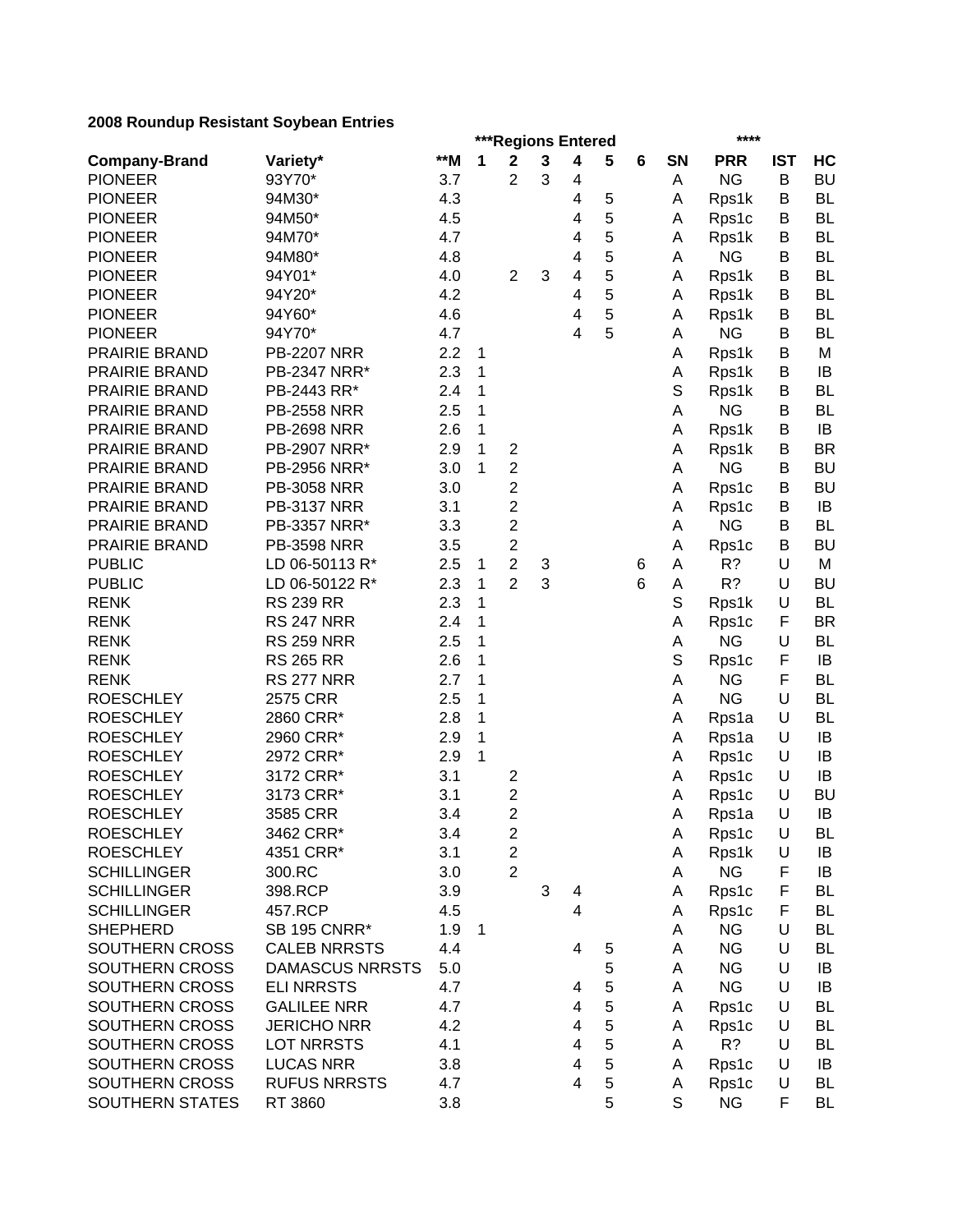**2008 Roundup Resistant Soybean Entries**

| | | | ***Regions Entered | | | | | | | **** | | |
|---|---|---|---|---|---|---|---|---|---|---|---|---|
| **Company-Brand** | **Variety*** | **\*\*M** | **1** | **2** | **3** | **4** | **5** | **6** | **SN** | **PRR** | **IST** | **HC** |
| PIONEER | 93Y70* | 3.7 | | 2 | 3 | 4 | | | A | NG | B | BU |
| PIONEER | 94M30* | 4.3 | | | | 4 | 5 | | A | Rps1k | B | BL |
| PIONEER | 94M50* | 4.5 | | | | 4 | 5 | | A | Rps1c | B | BL |
| PIONEER | 94M70* | 4.7 | | | | 4 | 5 | | A | Rps1k | B | BL |
| PIONEER | 94M80* | 4.8 | | | | 4 | 5 | | A | NG | B | BL |
| PIONEER | 94Y01* | 4.0 | | 2 | 3 | 4 | 5 | | A | Rps1k | B | BL |
| PIONEER | 94Y20* | 4.2 | | | | 4 | 5 | | A | Rps1k | B | BL |
| PIONEER | 94Y60* | 4.6 | | | | 4 | 5 | | A | Rps1k | B | BL |
| PIONEER | 94Y70* | 4.7 | | | | 4 | 5 | | A | NG | B | BL |
| PRAIRIE BRAND | PB-2207 NRR | 2.2 | 1 | | | | | | A | Rps1k | B | M |
| PRAIRIE BRAND | PB-2347 NRR* | 2.3 | 1 | | | | | | A | Rps1k | B | IB |
| PRAIRIE BRAND | PB-2443 RR* | 2.4 | 1 | | | | | | S | Rps1k | B | BL |
| PRAIRIE BRAND | PB-2558 NRR | 2.5 | 1 | | | | | | A | NG | B | BL |
| PRAIRIE BRAND | PB-2698 NRR | 2.6 | 1 | | | | | | A | Rps1k | B | IB |
| PRAIRIE BRAND | PB-2907 NRR* | 2.9 | 1 | 2 | | | | | A | Rps1k | B | BR |
| PRAIRIE BRAND | PB-2956 NRR* | 3.0 | 1 | 2 | | | | | A | NG | B | BU |
| PRAIRIE BRAND | PB-3058 NRR | 3.0 | | 2 | | | | | A | Rps1c | B | BU |
| PRAIRIE BRAND | PB-3137 NRR | 3.1 | | 2 | | | | | A | Rps1c | B | IB |
| PRAIRIE BRAND | PB-3357 NRR* | 3.3 | | 2 | | | | | A | NG | B | BL |
| PRAIRIE BRAND | PB-3598 NRR | 3.5 | | 2 | | | | | A | Rps1c | B | BU |
| PUBLIC | LD 06-50113 R* | 2.5 | 1 | 2 | 3 | | | 6 | A | R? | U | M |
| PUBLIC | LD 06-50122 R* | 2.3 | 1 | 2 | 3 | | | 6 | A | R? | U | BU |
| RENK | RS 239 RR | 2.3 | 1 | | | | | | S | Rps1k | U | BL |
| RENK | RS 247 NRR | 2.4 | 1 | | | | | | A | Rps1c | F | BR |
| RENK | RS 259 NRR | 2.5 | 1 | | | | | | A | NG | U | BL |
| RENK | RS 265 RR | 2.6 | 1 | | | | | | S | Rps1c | F | IB |
| RENK | RS 277 NRR | 2.7 | 1 | | | | | | A | NG | F | BL |
| ROESCHLEY | 2575 CRR | 2.5 | 1 | | | | | | A | NG | U | BL |
| ROESCHLEY | 2860 CRR* | 2.8 | 1 | | | | | | A | Rps1a | U | BL |
| ROESCHLEY | 2960 CRR* | 2.9 | 1 | | | | | | A | Rps1a | U | IB |
| ROESCHLEY | 2972 CRR* | 2.9 | 1 | | | | | | A | Rps1c | U | IB |
| ROESCHLEY | 3172 CRR* | 3.1 | | 2 | | | | | A | Rps1c | U | IB |
| ROESCHLEY | 3173 CRR* | 3.1 | | 2 | | | | | A | Rps1c | U | BU |
| ROESCHLEY | 3585 CRR | 3.4 | | 2 | | | | | A | Rps1a | U | IB |
| ROESCHLEY | 3462 CRR* | 3.4 | | 2 | | | | | A | Rps1c | U | BL |
| ROESCHLEY | 4351 CRR* | 3.1 | | 2 | | | | | A | Rps1k | U | IB |
| SCHILLINGER | 300.RC | 3.0 | | 2 | | | | | A | NG | F | IB |
| SCHILLINGER | 398.RCP | 3.9 | | | 3 | 4 | | | A | Rps1c | F | BL |
| SCHILLINGER | 457.RCP | 4.5 | | | | 4 | | | A | Rps1c | F | BL |
| SHEPHERD | SB 195 CNRR* | 1.9 | 1 | | | | | | A | NG | U | BL |
| SOUTHERN CROSS | CALEB NRRSTS | 4.4 | | | | 4 | 5 | | A | NG | U | BL |
| SOUTHERN CROSS | DAMASCUS NRRSTS | 5.0 | | | | | 5 | | A | NG | U | IB |
| SOUTHERN CROSS | ELI NRRSTS | 4.7 | | | | 4 | 5 | | A | NG | U | IB |
| SOUTHERN CROSS | GALILEE NRR | 4.7 | | | | 4 | 5 | | A | Rps1c | U | BL |
| SOUTHERN CROSS | JERICHO NRR | 4.2 | | | | 4 | 5 | | A | Rps1c | U | BL |
| SOUTHERN CROSS | LOT NRRSTS | 4.1 | | | | 4 | 5 | | A | R? | U | BL |
| SOUTHERN CROSS | LUCAS NRR | 3.8 | | | | 4 | 5 | | A | Rps1c | U | IB |
| SOUTHERN CROSS | RUFUS NRRSTS | 4.7 | | | | 4 | 5 | | A | Rps1c | U | BL |
| SOUTHERN STATES | RT 3860 | 3.8 | | | | | 5 | | S | NG | F | BL |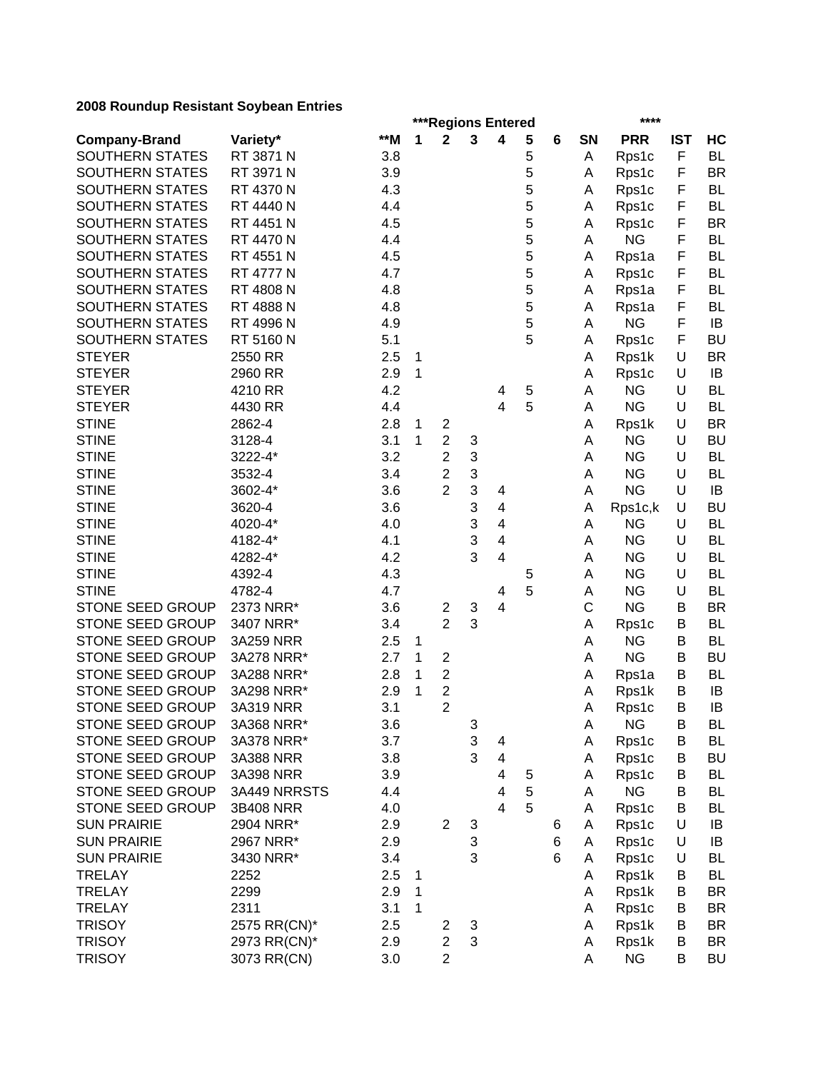**2008 Roundup Resistant Soybean Entries**

| | | | ***Regions Entered | | | | | | | **** | | |
|---|---|---|---|---|---|---|---|---|---|---|---|---|
| **Company-Brand** | **Variety*** | **\*\*M** | **1** | **2** | **3** | **4** | **5** | **6** | **SN** | **PRR** | **IST** | **HC** |
| SOUTHERN STATES | RT 3871 N | 3.8 | | | | | 5 | | A | Rps1c | F | BL |
| SOUTHERN STATES | RT 3971 N | 3.9 | | | | | 5 | | A | Rps1c | F | BR |
| SOUTHERN STATES | RT 4370 N | 4.3 | | | | | 5 | | A | Rps1c | F | BL |
| SOUTHERN STATES | RT 4440 N | 4.4 | | | | | 5 | | A | Rps1c | F | BL |
| SOUTHERN STATES | RT 4451 N | 4.5 | | | | | 5 | | A | Rps1c | F | BR |
| SOUTHERN STATES | RT 4470 N | 4.4 | | | | | 5 | | A | NG | F | BL |
| SOUTHERN STATES | RT 4551 N | 4.5 | | | | | 5 | | A | Rps1a | F | BL |
| SOUTHERN STATES | RT 4777 N | 4.7 | | | | | 5 | | A | Rps1c | F | BL |
| SOUTHERN STATES | RT 4808 N | 4.8 | | | | | 5 | | A | Rps1a | F | BL |
| SOUTHERN STATES | RT 4888 N | 4.8 | | | | | 5 | | A | Rps1a | F | BL |
| SOUTHERN STATES | RT 4996 N | 4.9 | | | | | 5 | | A | NG | F | IB |
| SOUTHERN STATES | RT 5160 N | 5.1 | | | | | 5 | | A | Rps1c | F | BU |
| STEYER | 2550 RR | 2.5 | 1 | | | | | | A | Rps1k | U | BR |
| STEYER | 2960 RR | 2.9 | 1 | | | | | | A | Rps1c | U | IB |
| STEYER | 4210 RR | 4.2 | | | | 4 | 5 | | A | NG | U | BL |
| STEYER | 4430 RR | 4.4 | | | | 4 | 5 | | A | NG | U | BL |
| STINE | 2862-4 | 2.8 | 1 | 2 | | | | | A | Rps1k | U | BR |
| STINE | 3128-4 | 3.1 | 1 | 2 | 3 | | | | A | NG | U | BU |
| STINE | 3222-4* | 3.2 | | 2 | 3 | | | | A | NG | U | BL |
| STINE | 3532-4 | 3.4 | | 2 | 3 | | | | A | NG | U | BL |
| STINE | 3602-4* | 3.6 | | 2 | 3 | 4 | | | A | NG | U | IB |
| STINE | 3620-4 | 3.6 | | | 3 | 4 | | | A | Rps1c,k | U | BU |
| STINE | 4020-4* | 4.0 | | | 3 | 4 | | | A | NG | U | BL |
| STINE | 4182-4* | 4.1 | | | 3 | 4 | | | A | NG | U | BL |
| STINE | 4282-4* | 4.2 | | | 3 | 4 | | | A | NG | U | BL |
| STINE | 4392-4 | 4.3 | | | | | 5 | | A | NG | U | BL |
| STINE | 4782-4 | 4.7 | | | | 4 | 5 | | A | NG | U | BL |
| STONE SEED GROUP | 2373 NRR* | 3.6 | | 2 | 3 | 4 | | | C | NG | B | BR |
| STONE SEED GROUP | 3407 NRR* | 3.4 | | 2 | 3 | | | | A | Rps1c | B | BL |
| STONE SEED GROUP | 3A259 NRR | 2.5 | 1 | | | | | | A | NG | B | BL |
| STONE SEED GROUP | 3A278 NRR* | 2.7 | 1 | 2 | | | | | A | NG | B | BU |
| STONE SEED GROUP | 3A288 NRR* | 2.8 | 1 | 2 | | | | | A | Rps1a | B | BL |
| STONE SEED GROUP | 3A298 NRR* | 2.9 | 1 | 2 | | | | | A | Rps1k | B | IB |
| STONE SEED GROUP | 3A319 NRR | 3.1 | | 2 | | | | | A | Rps1c | B | IB |
| STONE SEED GROUP | 3A368 NRR* | 3.6 | | | 3 | | | | A | NG | B | BL |
| STONE SEED GROUP | 3A378 NRR* | 3.7 | | | 3 | 4 | | | A | Rps1c | B | BL |
| STONE SEED GROUP | 3A388 NRR | 3.8 | | | 3 | 4 | | | A | Rps1c | B | BU |
| STONE SEED GROUP | 3A398 NRR | 3.9 | | | | 4 | 5 | | A | Rps1c | B | BL |
| STONE SEED GROUP | 3A449 NRRSTS | 4.4 | | | | 4 | 5 | | A | NG | B | BL |
| STONE SEED GROUP | 3B408 NRR | 4.0 | | | | 4 | 5 | | A | Rps1c | B | BL |
| SUN PRAIRIE | 2904 NRR* | 2.9 | | 2 | 3 | | | 6 | A | Rps1c | U | IB |
| SUN PRAIRIE | 2967 NRR* | 2.9 | | | 3 | | | 6 | A | Rps1c | U | IB |
| SUN PRAIRIE | 3430 NRR* | 3.4 | | | 3 | | | 6 | A | Rps1c | U | BL |
| TRELAY | 2252 | 2.5 | 1 | | | | | | A | Rps1k | B | BL |
| TRELAY | 2299 | 2.9 | 1 | | | | | | A | Rps1k | B | BR |
| TRELAY | 2311 | 3.1 | 1 | | | | | | A | Rps1c | B | BR |
| TRISOY | 2575 RR(CN)* | 2.5 | | 2 | 3 | | | | A | Rps1k | B | BR |
| TRISOY | 2973 RR(CN)* | 2.9 | | 2 | 3 | | | | A | Rps1k | B | BR |
| TRISOY | 3073 RR(CN) | 3.0 | | 2 | | | | | A | NG | B | BU |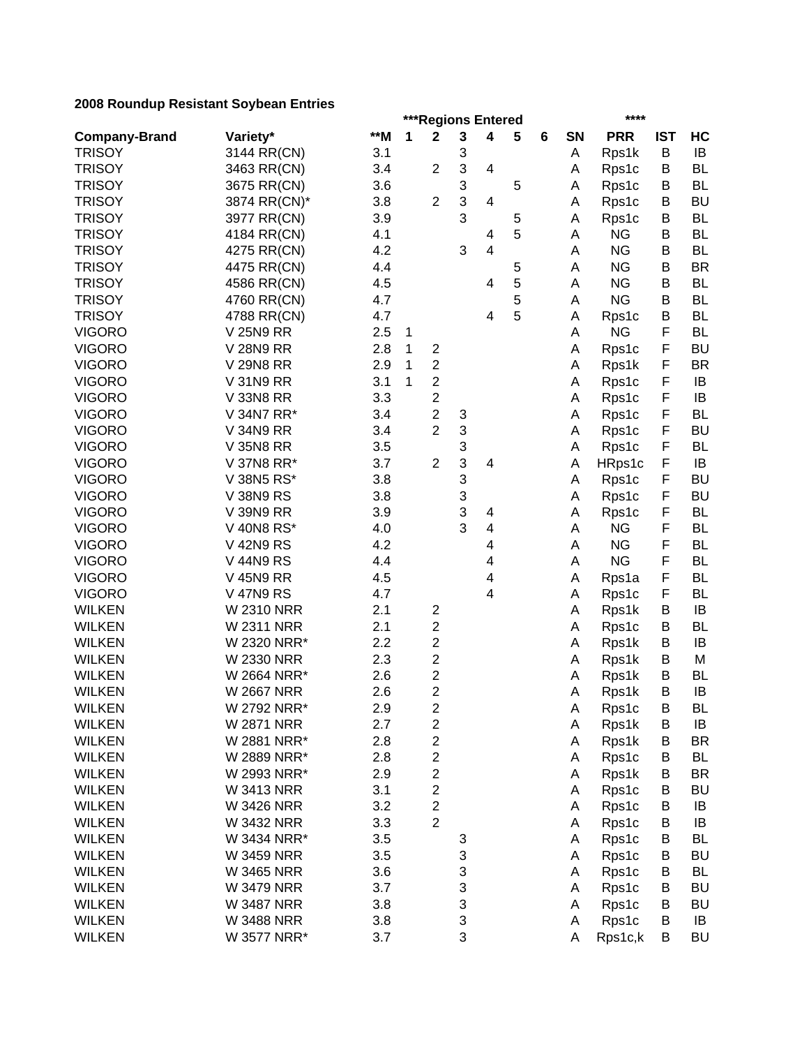**2008 Roundup Resistant Soybean Entries**

| Company-Brand | Variety* | **M | ***Regions Entered | | | | | | SN | **** PRR | IST | HC |
|---|---|---|---|---|---|---|---|---|---|---|---|---|
| | | | 1 | 2 | 3 | 4 | 5 | 6 | | | | |
| TRISOY | 3144 RR(CN) | 3.1 | | | 3 | | | | A | Rps1k | B | IB |
| TRISOY | 3463 RR(CN) | 3.4 | | 2 | 3 | 4 | | | A | Rps1c | B | BL |
| TRISOY | 3675 RR(CN) | 3.6 | | | 3 | | 5 | | A | Rps1c | B | BL |
| TRISOY | 3874 RR(CN)* | 3.8 | | 2 | 3 | 4 | | | A | Rps1c | B | BU |
| TRISOY | 3977 RR(CN) | 3.9 | | | 3 | | 5 | | A | Rps1c | B | BL |
| TRISOY | 4184 RR(CN) | 4.1 | | | | 4 | 5 | | A | NG | B | BL |
| TRISOY | 4275 RR(CN) | 4.2 | | | 3 | 4 | | | A | NG | B | BL |
| TRISOY | 4475 RR(CN) | 4.4 | | | | | 5 | | A | NG | B | BR |
| TRISOY | 4586 RR(CN) | 4.5 | | | | 4 | 5 | | A | NG | B | BL |
| TRISOY | 4760 RR(CN) | 4.7 | | | | | 5 | | A | NG | B | BL |
| TRISOY | 4788 RR(CN) | 4.7 | | | | 4 | 5 | | A | Rps1c | B | BL |
| VIGORO | V 25N9 RR | 2.5 | 1 | | | | | | A | NG | F | BL |
| VIGORO | V 28N9 RR | 2.8 | 1 | 2 | | | | | A | Rps1c | F | BU |
| VIGORO | V 29N8 RR | 2.9 | 1 | 2 | | | | | A | Rps1k | F | BR |
| VIGORO | V 31N9 RR | 3.1 | 1 | 2 | | | | | A | Rps1c | F | IB |
| VIGORO | V 33N8 RR | 3.3 | | 2 | | | | | A | Rps1c | F | IB |
| VIGORO | V 34N7 RR* | 3.4 | | 2 | 3 | | | | A | Rps1c | F | BL |
| VIGORO | V 34N9 RR | 3.4 | | 2 | 3 | | | | A | Rps1c | F | BU |
| VIGORO | V 35N8 RR | 3.5 | | | 3 | | | | A | Rps1c | F | BL |
| VIGORO | V 37N8 RR* | 3.7 | | 2 | 3 | 4 | | | A | HRps1c | F | IB |
| VIGORO | V 38N5 RS* | 3.8 | | | 3 | | | | A | Rps1c | F | BU |
| VIGORO | V 38N9 RS | 3.8 | | | 3 | | | | A | Rps1c | F | BU |
| VIGORO | V 39N9 RR | 3.9 | | | 3 | 4 | | | A | Rps1c | F | BL |
| VIGORO | V 40N8 RS* | 4.0 | | | 3 | 4 | | | A | NG | F | BL |
| VIGORO | V 42N9 RS | 4.2 | | | | 4 | | | A | NG | F | BL |
| VIGORO | V 44N9 RS | 4.4 | | | | 4 | | | A | NG | F | BL |
| VIGORO | V 45N9 RR | 4.5 | | | | 4 | | | A | Rps1a | F | BL |
| VIGORO | V 47N9 RS | 4.7 | | | | 4 | | | A | Rps1c | F | BL |
| WILKEN | W 2310 NRR | 2.1 | | 2 | | | | | A | Rps1k | B | IB |
| WILKEN | W 2311 NRR | 2.1 | | 2 | | | | | A | Rps1c | B | BL |
| WILKEN | W 2320 NRR* | 2.2 | | 2 | | | | | A | Rps1k | B | IB |
| WILKEN | W 2330 NRR | 2.3 | | 2 | | | | | A | Rps1k | B | M |
| WILKEN | W 2664 NRR* | 2.6 | | 2 | | | | | A | Rps1k | B | BL |
| WILKEN | W 2667 NRR | 2.6 | | 2 | | | | | A | Rps1k | B | IB |
| WILKEN | W 2792 NRR* | 2.9 | | 2 | | | | | A | Rps1c | B | BL |
| WILKEN | W 2871 NRR | 2.7 | | 2 | | | | | A | Rps1k | B | IB |
| WILKEN | W 2881 NRR* | 2.8 | | 2 | | | | | A | Rps1k | B | BR |
| WILKEN | W 2889 NRR* | 2.8 | | 2 | | | | | A | Rps1c | B | BL |
| WILKEN | W 2993 NRR* | 2.9 | | 2 | | | | | A | Rps1k | B | BR |
| WILKEN | W 3413 NRR | 3.1 | | 2 | | | | | A | Rps1c | B | BU |
| WILKEN | W 3426 NRR | 3.2 | | 2 | | | | | A | Rps1c | B | IB |
| WILKEN | W 3432 NRR | 3.3 | | 2 | | | | | A | Rps1c | B | IB |
| WILKEN | W 3434 NRR* | 3.5 | | | 3 | | | | A | Rps1c | B | BL |
| WILKEN | W 3459 NRR | 3.5 | | | 3 | | | | A | Rps1c | B | BU |
| WILKEN | W 3465 NRR | 3.6 | | | 3 | | | | A | Rps1c | B | BL |
| WILKEN | W 3479 NRR | 3.7 | | | 3 | | | | A | Rps1c | B | BU |
| WILKEN | W 3487 NRR | 3.8 | | | 3 | | | | A | Rps1c | B | BU |
| WILKEN | W 3488 NRR | 3.8 | | | 3 | | | | A | Rps1c | B | IB |
| WILKEN | W 3577 NRR* | 3.7 | | | 3 | | | | A | Rps1c,k | B | BU |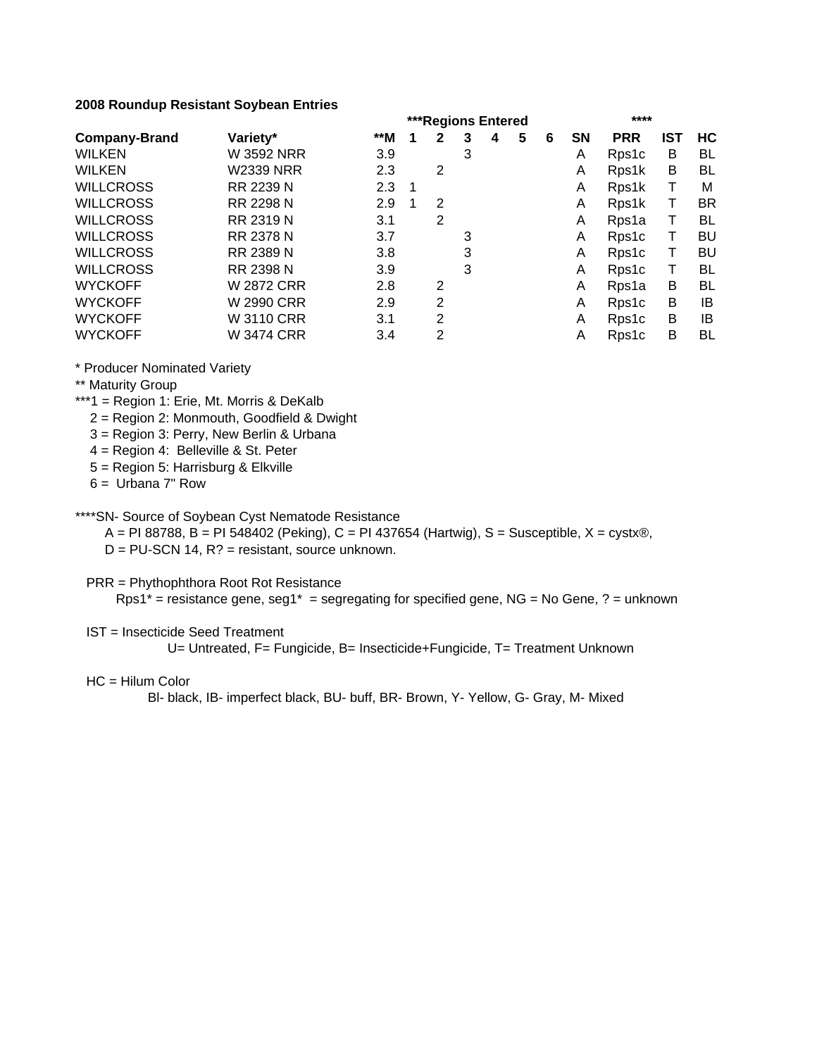**2008 Roundup Resistant Soybean Entries**

| | | | ***Regions Entered | | | | | | **** | | |
|---|---|---|---|---|---|---|---|---|---|---|---|
| **Company-Brand** | **Variety*** | **\*\*M** | **1** | **2** | **3** | **4** | **5** | **6** | **SN** | **PRR** | **IST** | **HC** |
| WILKEN | W 3592 NRR | 3.9 | | | 3 | | | | A | Rps1c | B | BL |
| WILKEN | W2339 NRR | 2.3 | | 2 | | | | | A | Rps1k | B | BL |
| WILLCROSS | RR 2239 N | 2.3 | 1 | | | | | | A | Rps1k | T | M |
| WILLCROSS | RR 2298 N | 2.9 | 1 | 2 | | | | | A | Rps1k | T | BR |
| WILLCROSS | RR 2319 N | 3.1 | | 2 | | | | | A | Rps1a | T | BL |
| WILLCROSS | RR 2378 N | 3.7 | | | 3 | | | | A | Rps1c | T | BU |
| WILLCROSS | RR 2389 N | 3.8 | | | 3 | | | | A | Rps1c | T | BU |
| WILLCROSS | RR 2398 N | 3.9 | | | 3 | | | | A | Rps1c | T | BL |
| WYCKOFF | W 2872 CRR | 2.8 | | 2 | | | | | A | Rps1a | B | BL |
| WYCKOFF | W 2990 CRR | 2.9 | | 2 | | | | | A | Rps1c | B | IB |
| WYCKOFF | W 3110 CRR | 3.1 | | 2 | | | | | A | Rps1c | B | IB |
| WYCKOFF | W 3474 CRR | 3.4 | | 2 | | | | | A | Rps1c | B | BL |

\* Producer Nominated Variety

** Maturity Group

***1 = Region 1: Erie, Mt. Morris & DeKalb
2 = Region 2: Monmouth, Goodfield & Dwight
3 = Region 3: Perry, New Berlin & Urbana
4 = Region 4: Belleville & St. Peter
5 = Region 5: Harrisburg & Elkville
6 = Urbana 7" Row

****SN- Source of Soybean Cyst Nematode Resistance
A = PI 88788, B = PI 548402 (Peking), C = PI 437654 (Hartwig), S = Susceptible, X = cystx®,
D = PU-SCN 14, R? = resistant, source unknown.

PRR = Phythophthora Root Rot Resistance
Rps1* = resistance gene, seg1* = segregating for specified gene, NG = No Gene, ? = unknown

IST = Insecticide Seed Treatment
U= Untreated, F= Fungicide, B= Insecticide+Fungicide, T= Treatment Unknown

HC = Hilum Color
Bl- black, IB- imperfect black, BU- buff, BR- Brown, Y- Yellow, G- Gray, M- Mixed